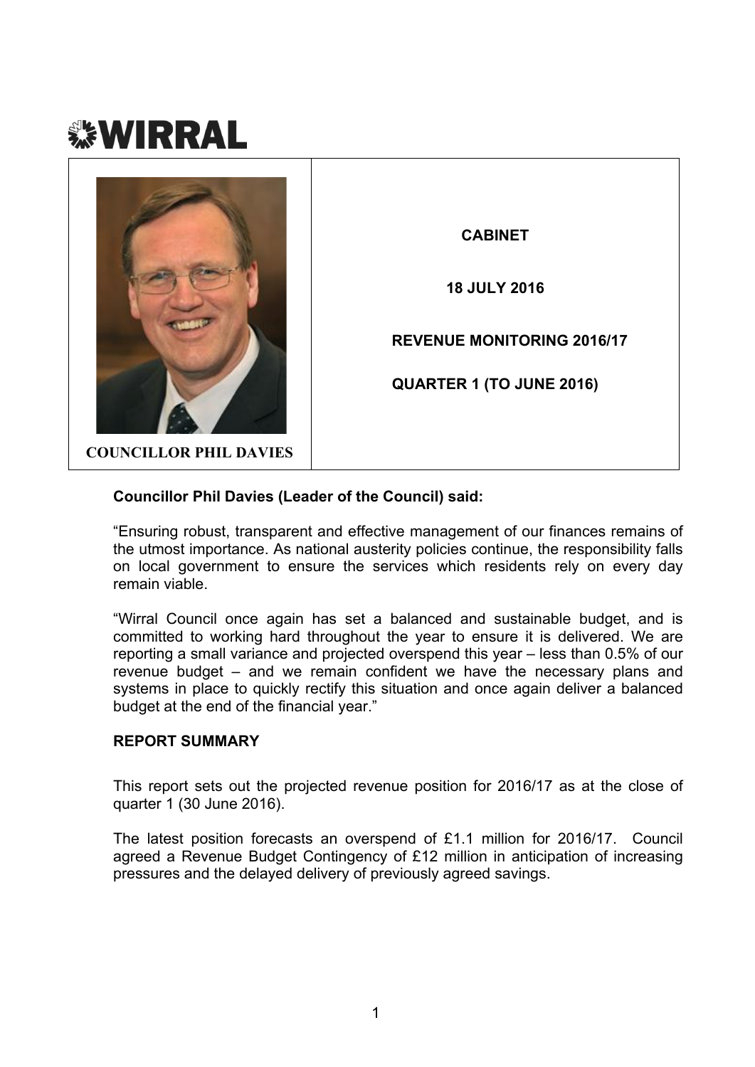# WIRRAL

COUNCILLOR PHIL DAVIES

**CABINET**

**18 JULY 2016**

**REVENUE MONITORING 2016/17**

**QUARTER 1 (TO JUNE 2016)**

**Councillor Phil Davies (Leader of the Council) said:**

"Ensuring robust, transparent and effective management of our finances remains of the utmost importance. As national austerity policies continue, the responsibility falls on local government to ensure the services which residents rely on every day remain viable.

"Wirral Council once again has set a balanced and sustainable budget, and is committed to working hard throughout the year to ensure it is delivered. We are reporting a small variance and projected overspend this year – less than 0.5% of our revenue budget – and we remain confident we have the necessary plans and systems in place to quickly rectify this situation and once again deliver a balanced budget at the end of the financial year."

**REPORT SUMMARY**

This report sets out the projected revenue position for 2016/17 as at the close of quarter 1 (30 June 2016).

The latest position forecasts an overspend of £1.1 million for 2016/17. Council agreed a Revenue Budget Contingency of £12 million in anticipation of increasing pressures and the delayed delivery of previously agreed savings.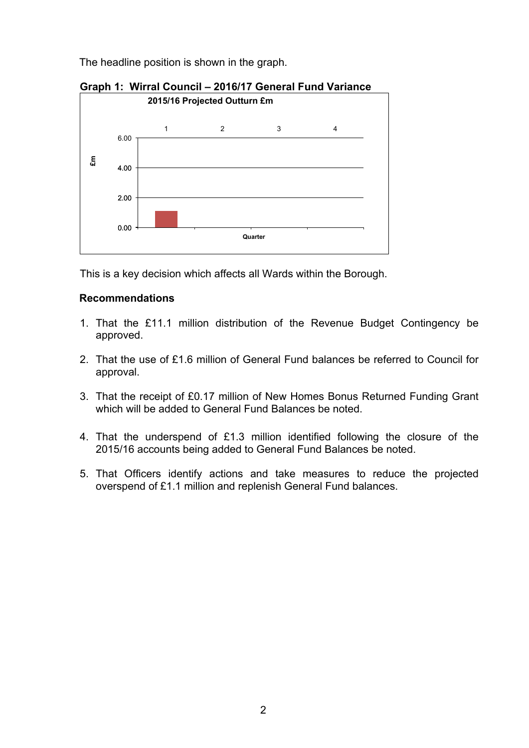The headline position is shown in the graph.

**Graph 1: Wirral Council – 2016/17 General Fund Variance**

This is a key decision which affects all Wards within the Borough.

**Recommendations**

1. That the £11.1 million distribution of the Revenue Budget Contingency be approved.

2. That the use of £1.6 million of General Fund balances be referred to Council for approval.

3. That the receipt of £0.17 million of New Homes Bonus Returned Funding Grant which will be added to General Fund Balances be noted.

4. That the underspend of £1.3 million identified following the closure of the 2015/16 accounts being added to General Fund Balances be noted.

5. That Officers identify actions and take measures to reduce the projected overspend of £1.1 million and replenish General Fund balances.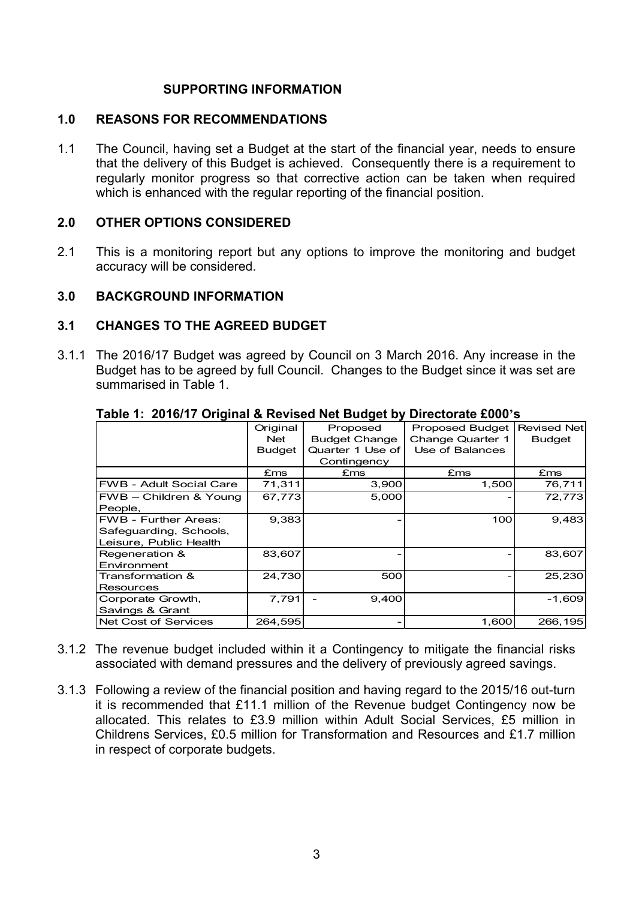## SUPPORTING INFORMATION

### 1.0 REASONS FOR RECOMMENDATIONS

1.1 The Council, having set a Budget at the start of the financial year, needs to ensure that the delivery of this Budget is achieved. Consequently there is a requirement to regularly monitor progress so that corrective action can be taken when required which is enhanced with the regular reporting of the financial position.

### 2.0 OTHER OPTIONS CONSIDERED

2.1 This is a monitoring report but any options to improve the monitoring and budget accuracy will be considered.

### 3.0 BACKGROUND INFORMATION

### 3.1 CHANGES TO THE AGREED BUDGET

3.1.1 The 2016/17 Budget was agreed by Council on 3 March 2016. Any increase in the Budget has to be agreed by full Council. Changes to the Budget since it was set are summarised in Table 1.

**Table 1: 2016/17 Original & Revised Net Budget by Directorate £000's**

| | Original Net Budget | Proposed Budget Change Quarter 1 Use of Contingency | Proposed Budget Change Quarter 1 Use of Balances | Revised Net Budget |
|---|---|---|---|---|
| | £ms | £ms | £ms | £ms |
| FWB - Adult Social Care | 71,311 | 3,900 | 1,500 | 76,711 |
| FWB – Children & Young People, | 67,773 | 5,000 | - | 72,773 |
| FWB - Further Areas: Safeguarding, Schools, Leisure, Public Health | 9,383 | - | 100 | 9,483 |
| Regeneration & Environment | 83,607 | - | - | 83,607 |
| Transformation & Resources | 24,730 | 500 | - | 25,230 |
| Corporate Growth, Savings & Grant | 7,791 | - 9,400 | | -1,609 |
| Net Cost of Services | 264,595 | - | 1,600 | 266,195 |

3.1.2 The revenue budget included within it a Contingency to mitigate the financial risks associated with demand pressures and the delivery of previously agreed savings.

3.1.3 Following a review of the financial position and having regard to the 2015/16 out-turn it is recommended that £11.1 million of the Revenue budget Contingency now be allocated. This relates to £3.9 million within Adult Social Services, £5 million in Childrens Services, £0.5 million for Transformation and Resources and £1.7 million in respect of corporate budgets.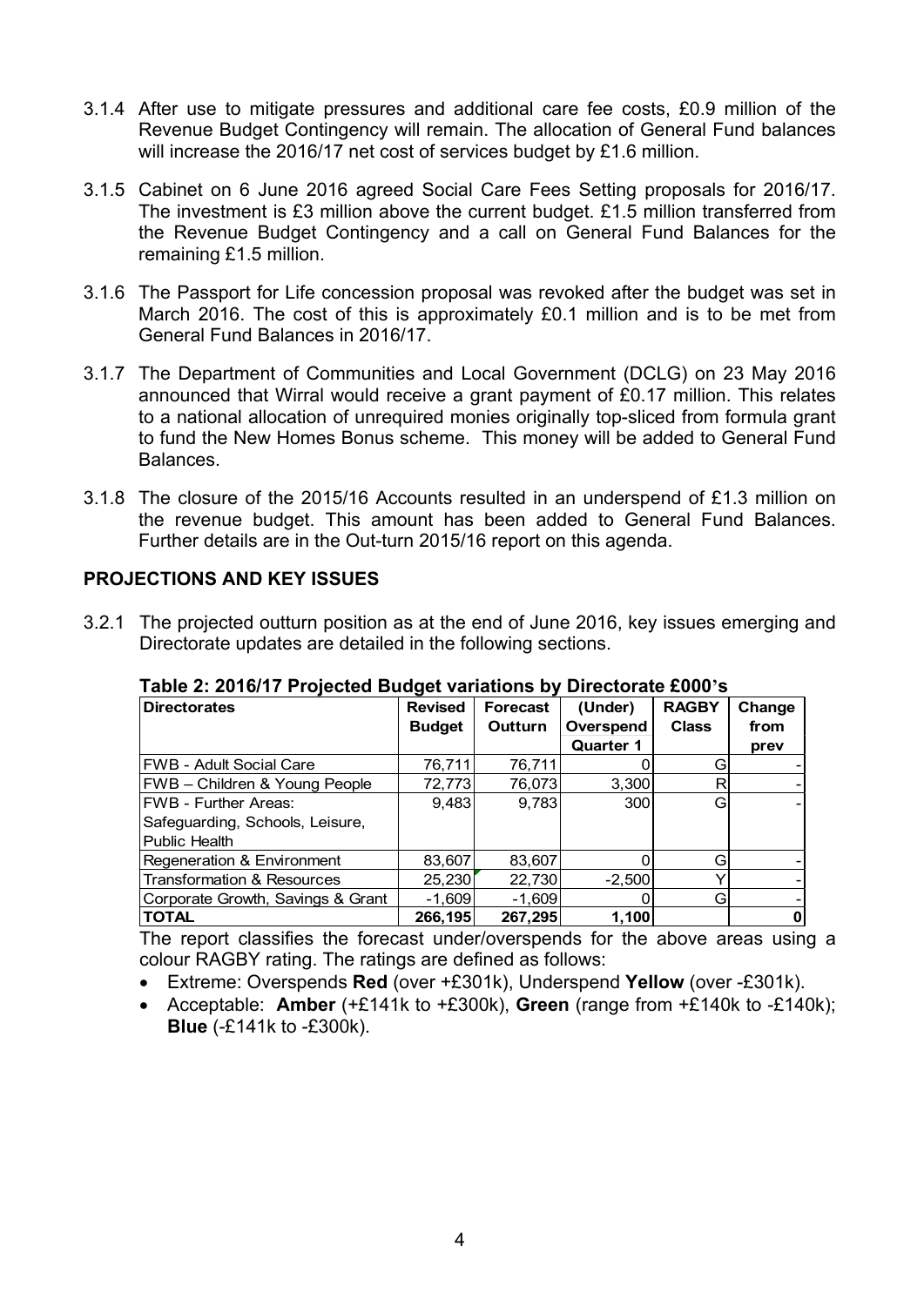3.1.4 After use to mitigate pressures and additional care fee costs, £0.9 million of the Revenue Budget Contingency will remain. The allocation of General Fund balances will increase the 2016/17 net cost of services budget by £1.6 million.

3.1.5 Cabinet on 6 June 2016 agreed Social Care Fees Setting proposals for 2016/17. The investment is £3 million above the current budget. £1.5 million transferred from the Revenue Budget Contingency and a call on General Fund Balances for the remaining £1.5 million.

3.1.6 The Passport for Life concession proposal was revoked after the budget was set in March 2016. The cost of this is approximately £0.1 million and is to be met from General Fund Balances in 2016/17.

3.1.7 The Department of Communities and Local Government (DCLG) on 23 May 2016 announced that Wirral would receive a grant payment of £0.17 million. This relates to a national allocation of unrequired monies originally top-sliced from formula grant to fund the New Homes Bonus scheme. This money will be added to General Fund Balances.

3.1.8 The closure of the 2015/16 Accounts resulted in an underspend of £1.3 million on the revenue budget. This amount has been added to General Fund Balances. Further details are in the Out-turn 2015/16 report on this agenda.

## PROJECTIONS AND KEY ISSUES

3.2.1 The projected outturn position as at the end of June 2016, key issues emerging and Directorate updates are detailed in the following sections.

**Table 2: 2016/17 Projected Budget variations by Directorate £000's**

| Directorates | Revised Budget | Forecast Outturn | (Under) Overspend Quarter 1 | RAGBY Class | Change from prev |
|---|---|---|---|---|---|
| FWB - Adult Social Care | 76,711 | 76,711 | 0 | G | - |
| FWB – Children & Young People | 72,773 | 76,073 | 3,300 | R | - |
| FWB - Further Areas: Safeguarding, Schools, Leisure, Public Health | 9,483 | 9,783 | 300 | G | - |
| Regeneration & Environment | 83,607 | 83,607 | 0 | G | - |
| Transformation & Resources | 25,230 | 22,730 | -2,500 | Y | - |
| Corporate Growth, Savings & Grant | -1,609 | -1,609 | 0 | G | - |
| **TOTAL** | **266,195** | **267,295** | **1,100** | | **0** |

The report classifies the forecast under/overspends for the above areas using a colour RAGBY rating. The ratings are defined as follows:

- Extreme: Overspends **Red** (over +£301k), Underspend **Yellow** (over -£301k).
- Acceptable: **Amber** (+£141k to +£300k), **Green** (range from +£140k to -£140k); **Blue** (-£141k to -£300k).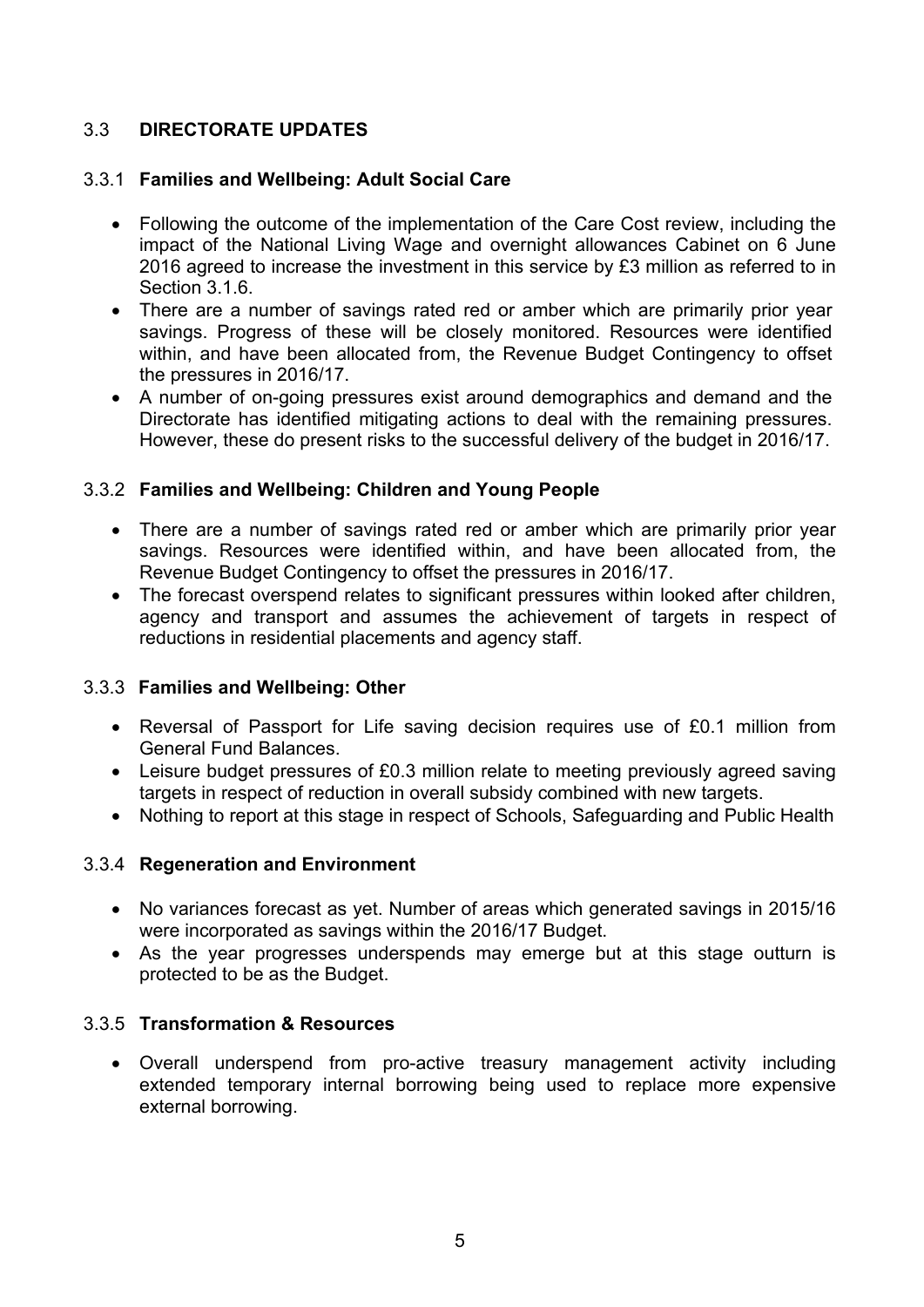## 3.3 DIRECTORATE UPDATES

### 3.3.1 Families and Wellbeing: Adult Social Care

- Following the outcome of the implementation of the Care Cost review, including the impact of the National Living Wage and overnight allowances Cabinet on 6 June 2016 agreed to increase the investment in this service by £3 million as referred to in Section 3.1.6.
- There are a number of savings rated red or amber which are primarily prior year savings. Progress of these will be closely monitored. Resources were identified within, and have been allocated from, the Revenue Budget Contingency to offset the pressures in 2016/17.
- A number of on-going pressures exist around demographics and demand and the Directorate has identified mitigating actions to deal with the remaining pressures. However, these do present risks to the successful delivery of the budget in 2016/17.

### 3.3.2 Families and Wellbeing: Children and Young People

- There are a number of savings rated red or amber which are primarily prior year savings. Resources were identified within, and have been allocated from, the Revenue Budget Contingency to offset the pressures in 2016/17.
- The forecast overspend relates to significant pressures within looked after children, agency and transport and assumes the achievement of targets in respect of reductions in residential placements and agency staff.

### 3.3.3 Families and Wellbeing: Other

- Reversal of Passport for Life saving decision requires use of £0.1 million from General Fund Balances.
- Leisure budget pressures of £0.3 million relate to meeting previously agreed saving targets in respect of reduction in overall subsidy combined with new targets.
- Nothing to report at this stage in respect of Schools, Safeguarding and Public Health

### 3.3.4 Regeneration and Environment

- No variances forecast as yet. Number of areas which generated savings in 2015/16 were incorporated as savings within the 2016/17 Budget.
- As the year progresses underspends may emerge but at this stage outturn is protected to be as the Budget.

### 3.3.5 Transformation & Resources

- Overall underspend from pro-active treasury management activity including extended temporary internal borrowing being used to replace more expensive external borrowing.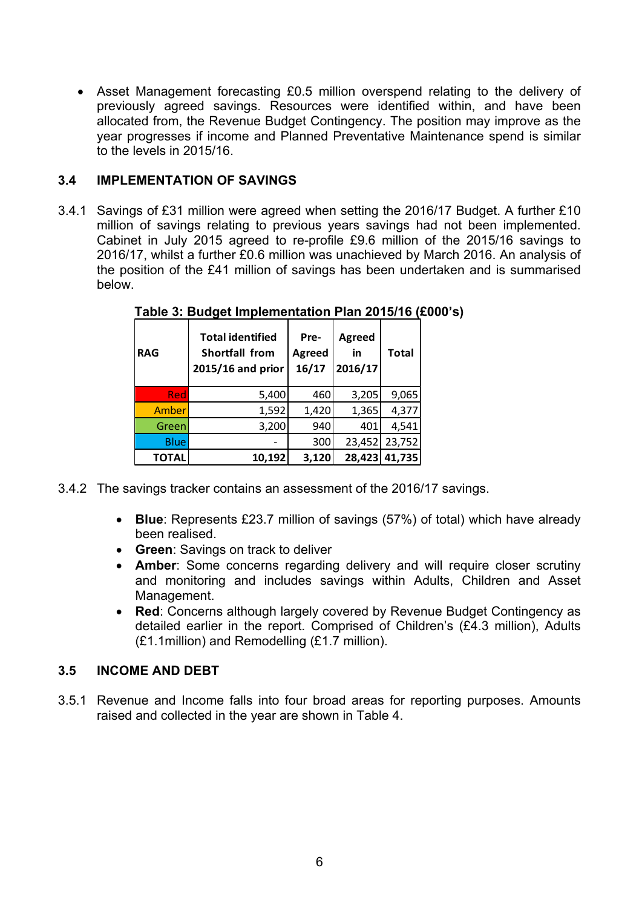- Asset Management forecasting £0.5 million overspend relating to the delivery of previously agreed savings. Resources were identified within, and have been allocated from, the Revenue Budget Contingency. The position may improve as the year progresses if income and Planned Preventative Maintenance spend is similar to the levels in 2015/16.

### 3.4 IMPLEMENTATION OF SAVINGS

3.4.1 Savings of £31 million were agreed when setting the 2016/17 Budget. A further £10 million of savings relating to previous years savings had not been implemented. Cabinet in July 2015 agreed to re-profile £9.6 million of the 2015/16 savings to 2016/17, whilst a further £0.6 million was unachieved by March 2016. An analysis of the position of the £41 million of savings has been undertaken and is summarised below.

**Table 3: Budget Implementation Plan 2015/16 (£000's)**

| RAG | Total identified Shortfall from 2015/16 and prior | Pre-Agreed 16/17 | Agreed in 2016/17 | Total |
|---|---|---|---|---|
| Red | 5,400 | 460 | 3,205 | 9,065 |
| Amber | 1,592 | 1,420 | 1,365 | 4,377 |
| Green | 3,200 | 940 | 401 | 4,541 |
| Blue | - | 300 | 23,452 | 23,752 |
| **TOTAL** | **10,192** | **3,120** | **28,423** | **41,735** |

3.4.2 The savings tracker contains an assessment of the 2016/17 savings.

- **Blue**: Represents £23.7 million of savings (57%) of total) which have already been realised.
- **Green**: Savings on track to deliver
- **Amber**: Some concerns regarding delivery and will require closer scrutiny and monitoring and includes savings within Adults, Children and Asset Management.
- **Red**: Concerns although largely covered by Revenue Budget Contingency as detailed earlier in the report. Comprised of Children's (£4.3 million), Adults (£1.1million) and Remodelling (£1.7 million).

### 3.5 INCOME AND DEBT

3.5.1 Revenue and Income falls into four broad areas for reporting purposes. Amounts raised and collected in the year are shown in Table 4.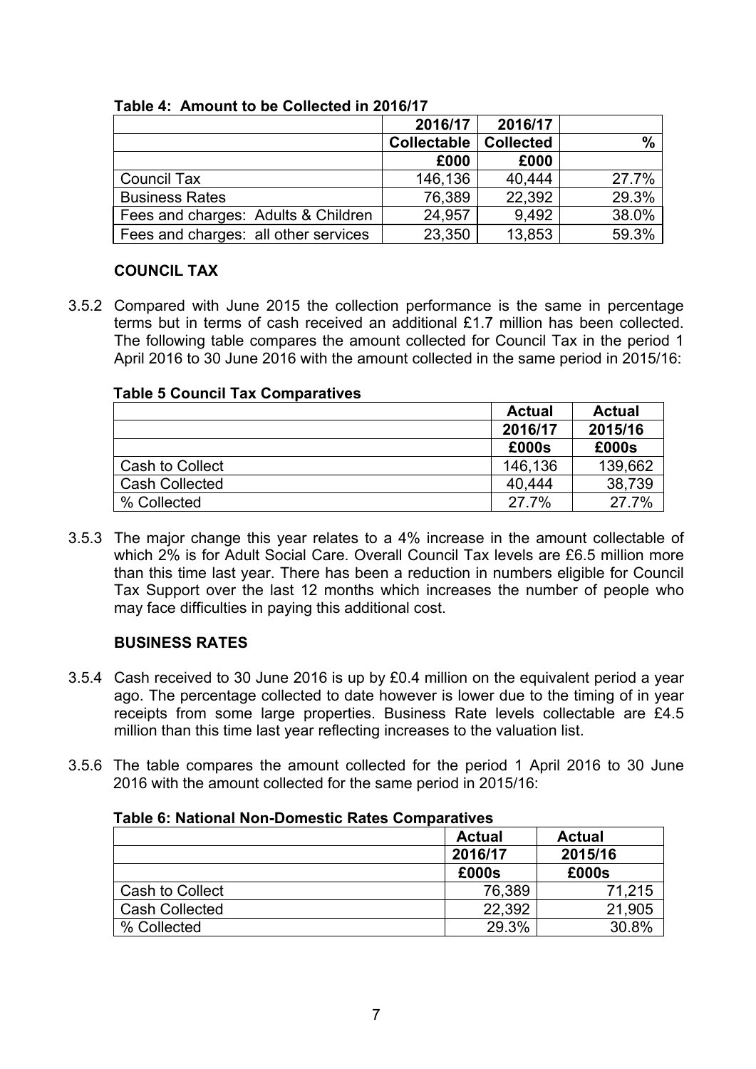**Table 4: Amount to be Collected in 2016/17**

| | 2016/17 | 2016/17 | |
|---|---|---|---|
| | Collectable | Collected | % |
| | £000 | £000 | |
| Council Tax | 146,136 | 40,444 | 27.7% |
| Business Rates | 76,389 | 22,392 | 29.3% |
| Fees and charges: Adults & Children | 24,957 | 9,492 | 38.0% |
| Fees and charges: all other services | 23,350 | 13,853 | 59.3% |

**COUNCIL TAX**

3.5.2 Compared with June 2015 the collection performance is the same in percentage terms but in terms of cash received an additional £1.7 million has been collected. The following table compares the amount collected for Council Tax in the period 1 April 2016 to 30 June 2016 with the amount collected in the same period in 2015/16:

**Table 5 Council Tax Comparatives**

| | Actual | Actual |
|---|---|---|
| | 2016/17 | 2015/16 |
| | £000s | £000s |
| Cash to Collect | 146,136 | 139,662 |
| Cash Collected | 40,444 | 38,739 |
| % Collected | 27.7% | 27.7% |

3.5.3 The major change this year relates to a 4% increase in the amount collectable of which 2% is for Adult Social Care. Overall Council Tax levels are £6.5 million more than this time last year. There has been a reduction in numbers eligible for Council Tax Support over the last 12 months which increases the number of people who may face difficulties in paying this additional cost.

**BUSINESS RATES**

3.5.4 Cash received to 30 June 2016 is up by £0.4 million on the equivalent period a year ago. The percentage collected to date however is lower due to the timing of in year receipts from some large properties. Business Rate levels collectable are £4.5 million than this time last year reflecting increases to the valuation list.

3.5.6 The table compares the amount collected for the period 1 April 2016 to 30 June 2016 with the amount collected for the same period in 2015/16:

**Table 6: National Non-Domestic Rates Comparatives**

| | Actual | Actual |
|---|---|---|
| | 2016/17 | 2015/16 |
| | £000s | £000s |
| Cash to Collect | 76,389 | 71,215 |
| Cash Collected | 22,392 | 21,905 |
| % Collected | 29.3% | 30.8% |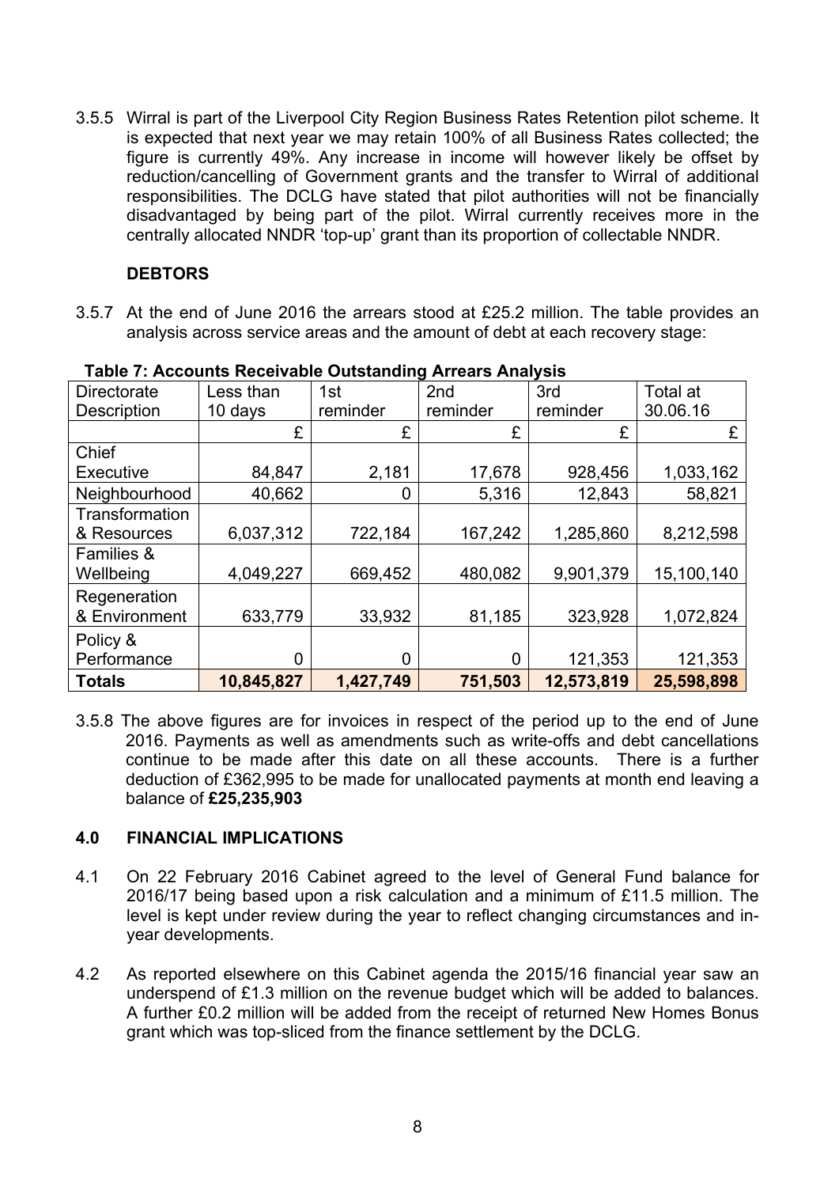3.5.5 Wirral is part of the Liverpool City Region Business Rates Retention pilot scheme. It is expected that next year we may retain 100% of all Business Rates collected; the figure is currently 49%. Any increase in income will however likely be offset by reduction/cancelling of Government grants and the transfer to Wirral of additional responsibilities. The DCLG have stated that pilot authorities will not be financially disadvantaged by being part of the pilot. Wirral currently receives more in the centrally allocated NNDR 'top-up' grant than its proportion of collectable NNDR.

**DEBTORS**

3.5.7 At the end of June 2016 the arrears stood at £25.2 million. The table provides an analysis across service areas and the amount of debt at each recovery stage:

**Table 7: Accounts Receivable Outstanding Arrears Analysis**

| Directorate Description | Less than 10 days | 1st reminder | 2nd reminder | 3rd reminder | Total at 30.06.16 |
|---|---|---|---|---|---|
| | £ | £ | £ | £ | £ |
| Chief Executive | 84,847 | 2,181 | 17,678 | 928,456 | 1,033,162 |
| Neighbourhood | 40,662 | 0 | 5,316 | 12,843 | 58,821 |
| Transformation & Resources | 6,037,312 | 722,184 | 167,242 | 1,285,860 | 8,212,598 |
| Families & Wellbeing | 4,049,227 | 669,452 | 480,082 | 9,901,379 | 15,100,140 |
| Regeneration & Environment | 633,779 | 33,932 | 81,185 | 323,928 | 1,072,824 |
| Policy & Performance | 0 | 0 | 0 | 121,353 | 121,353 |
| **Totals** | **10,845,827** | **1,427,749** | **751,503** | **12,573,819** | **25,598,898** |

3.5.8 The above figures are for invoices in respect of the period up to the end of June 2016. Payments as well as amendments such as write-offs and debt cancellations continue to be made after this date on all these accounts. There is a further deduction of £362,995 to be made for unallocated payments at month end leaving a balance of **£25,235,903**

## 4.0 FINANCIAL IMPLICATIONS

4.1 On 22 February 2016 Cabinet agreed to the level of General Fund balance for 2016/17 being based upon a risk calculation and a minimum of £11.5 million. The level is kept under review during the year to reflect changing circumstances and in-year developments.

4.2 As reported elsewhere on this Cabinet agenda the 2015/16 financial year saw an underspend of £1.3 million on the revenue budget which will be added to balances. A further £0.2 million will be added from the receipt of returned New Homes Bonus grant which was top-sliced from the finance settlement by the DCLG.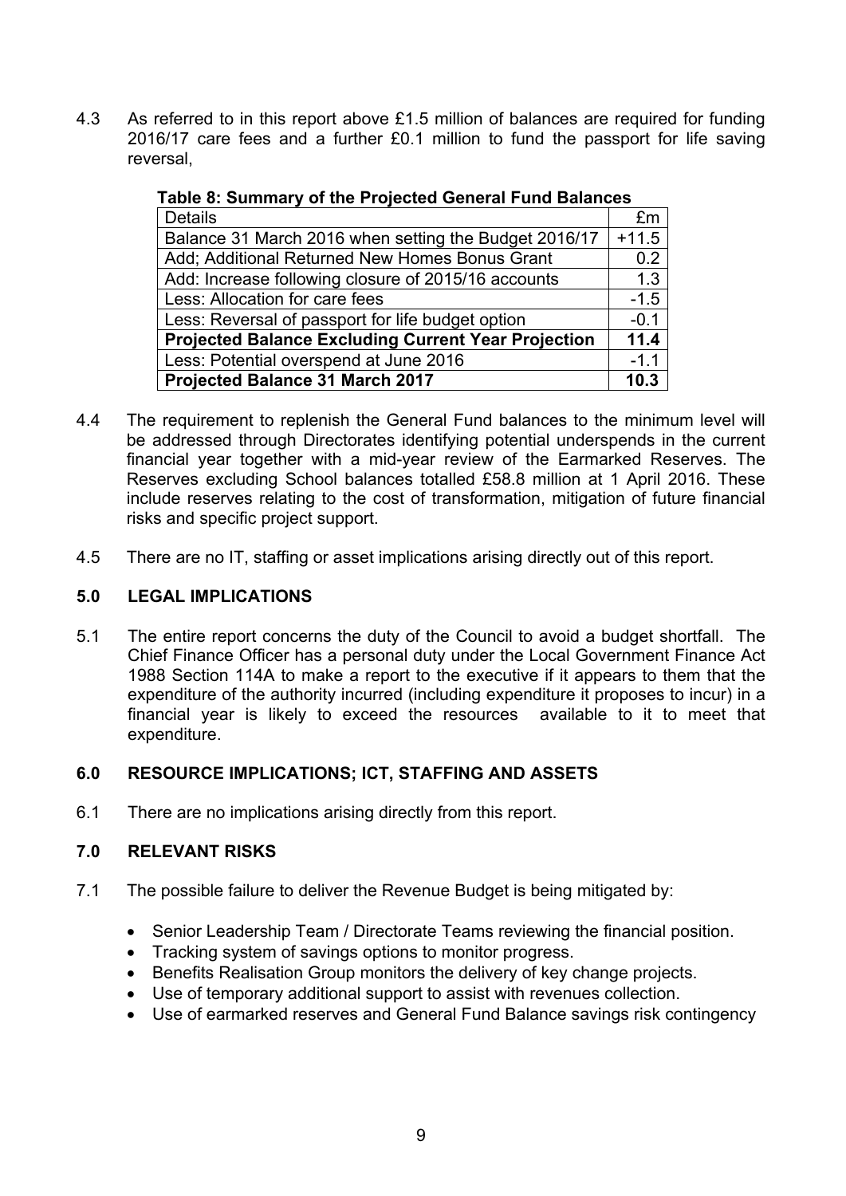4.3 As referred to in this report above £1.5 million of balances are required for funding 2016/17 care fees and a further £0.1 million to fund the passport for life saving reversal,

**Table 8: Summary of the Projected General Fund Balances**

| Details | £m |
|---|---|
| Balance 31 March 2016 when setting the Budget 2016/17 | +11.5 |
| Add; Additional Returned New Homes Bonus Grant | 0.2 |
| Add: Increase following closure of 2015/16 accounts | 1.3 |
| Less: Allocation for care fees | -1.5 |
| Less: Reversal of passport for life budget option | -0.1 |
| **Projected Balance Excluding Current Year Projection** | **11.4** |
| Less: Potential overspend at June 2016 | -1.1 |
| **Projected Balance 31 March 2017** | **10.3** |

4.4 The requirement to replenish the General Fund balances to the minimum level will be addressed through Directorates identifying potential underspends in the current financial year together with a mid-year review of the Earmarked Reserves. The Reserves excluding School balances totalled £58.8 million at 1 April 2016. These include reserves relating to the cost of transformation, mitigation of future financial risks and specific project support.

4.5 There are no IT, staffing or asset implications arising directly out of this report.

## 5.0 LEGAL IMPLICATIONS

5.1 The entire report concerns the duty of the Council to avoid a budget shortfall. The Chief Finance Officer has a personal duty under the Local Government Finance Act 1988 Section 114A to make a report to the executive if it appears to them that the expenditure of the authority incurred (including expenditure it proposes to incur) in a financial year is likely to exceed the resources available to it to meet that expenditure.

## 6.0 RESOURCE IMPLICATIONS; ICT, STAFFING AND ASSETS

6.1 There are no implications arising directly from this report.

## 7.0 RELEVANT RISKS

7.1 The possible failure to deliver the Revenue Budget is being mitigated by:

- Senior Leadership Team / Directorate Teams reviewing the financial position.
- Tracking system of savings options to monitor progress.
- Benefits Realisation Group monitors the delivery of key change projects.
- Use of temporary additional support to assist with revenues collection.
- Use of earmarked reserves and General Fund Balance savings risk contingency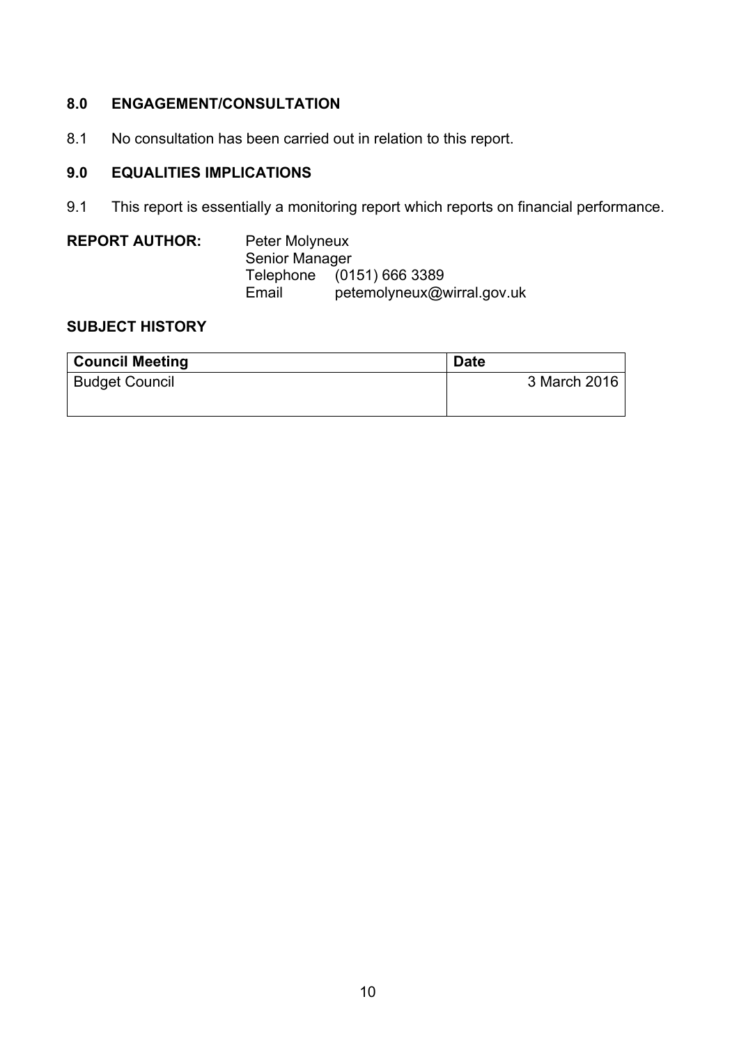## 8.0 ENGAGEMENT/CONSULTATION

8.1 No consultation has been carried out in relation to this report.

## 9.0 EQUALITIES IMPLICATIONS

9.1 This report is essentially a monitoring report which reports on financial performance.

**REPORT AUTHOR:** Peter Molyneux
Senior Manager
Telephone (0151) 666 3389
Email petemolyneux@wirral.gov.uk

## SUBJECT HISTORY

| Council Meeting | Date |
|---|---|
| Budget Council | 3 March 2016 |